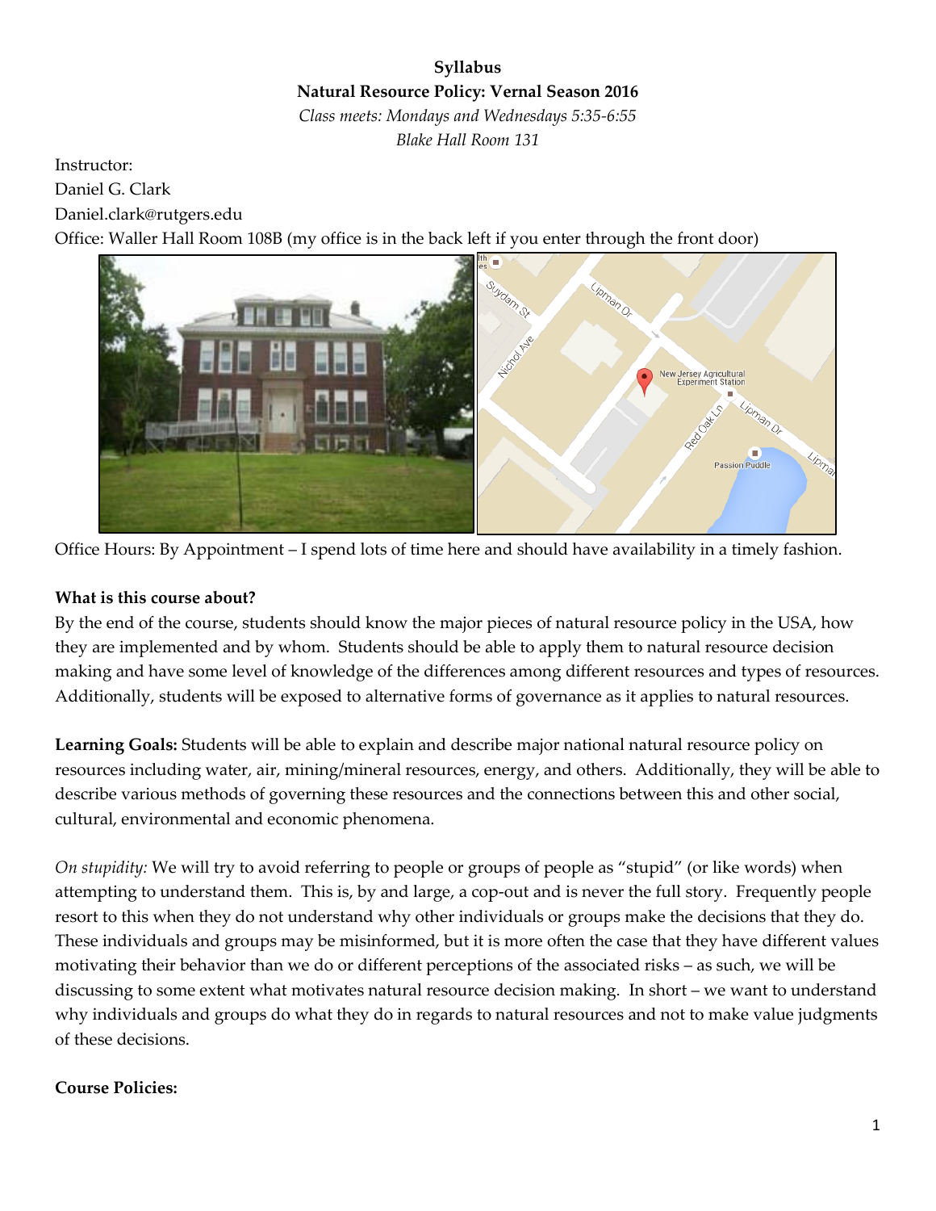**Syllabus**

**Natural Resource Policy: Vernal Season 2016**

*Class meets: Mondays and Wednesdays 5:35-6:55*

*Blake Hall Room 131*

Instructor:

Daniel G. Clark

Daniel.clark@rutgers.edu

Office: Waller Hall Room 108B (my office is in the back left if you enter through the front door)

Office Hours: By Appointment – I spend lots of time here and should have availability in a timely fashion.

**What is this course about?**

By the end of the course, students should know the major pieces of natural resource policy in the USA, how they are implemented and by whom. Students should be able to apply them to natural resource decision making and have some level of knowledge of the differences among different resources and types of resources. Additionally, students will be exposed to alternative forms of governance as it applies to natural resources.

**Learning Goals:** Students will be able to explain and describe major national natural resource policy on resources including water, air, mining/mineral resources, energy, and others. Additionally, they will be able to describe various methods of governing these resources and the connections between this and other social, cultural, environmental and economic phenomena.

*On stupidity:* We will try to avoid referring to people or groups of people as "stupid" (or like words) when attempting to understand them. This is, by and large, a cop-out and is never the full story. Frequently people resort to this when they do not understand why other individuals or groups make the decisions that they do. These individuals and groups may be misinformed, but it is more often the case that they have different values motivating their behavior than we do or different perceptions of the associated risks – as such, we will be discussing to some extent what motivates natural resource decision making. In short – we want to understand why individuals and groups do what they do in regards to natural resources and not to make value judgments of these decisions.

**Course Policies:**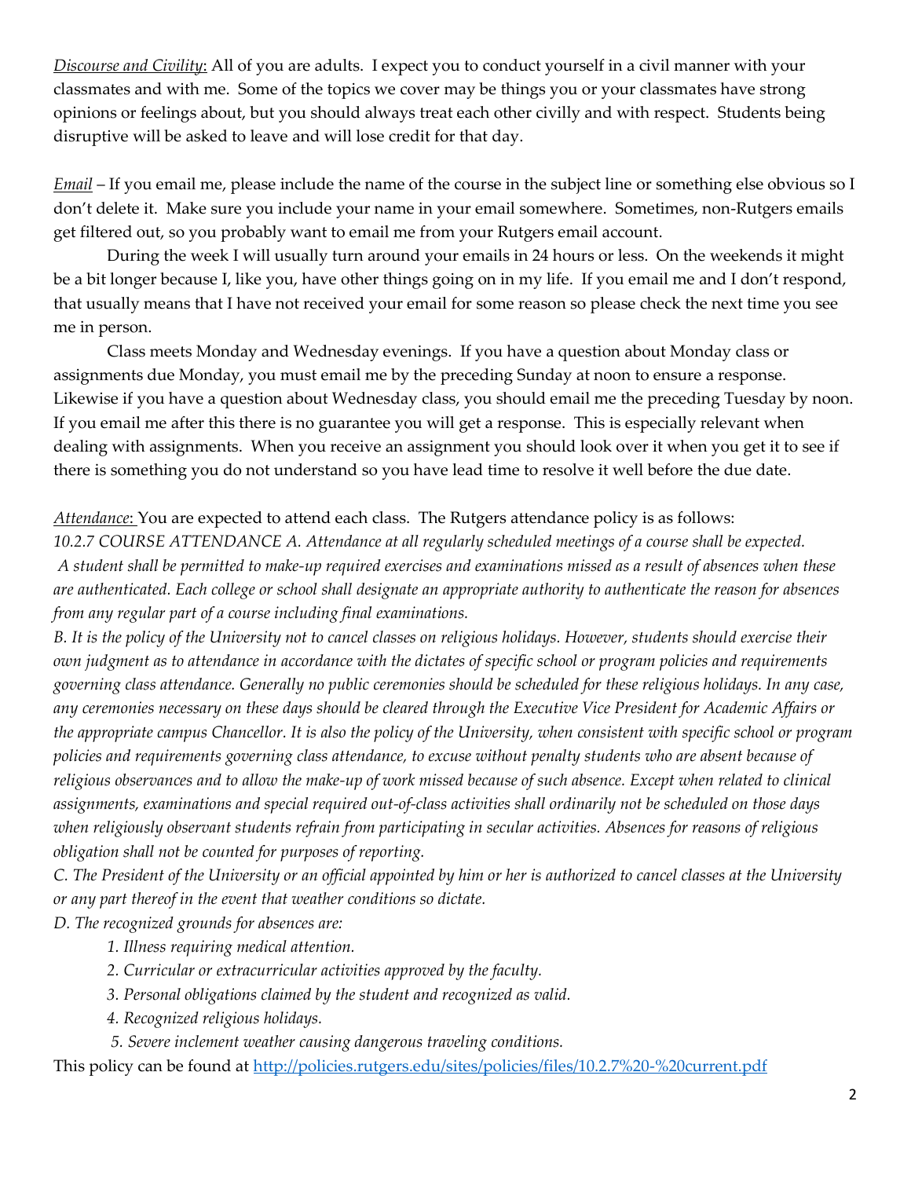*Discourse and Civility*: All of you are adults. I expect you to conduct yourself in a civil manner with your classmates and with me. Some of the topics we cover may be things you or your classmates have strong opinions or feelings about, but you should always treat each other civilly and with respect. Students being disruptive will be asked to leave and will lose credit for that day.

*Email* – If you email me, please include the name of the course in the subject line or something else obvious so I don't delete it. Make sure you include your name in your email somewhere. Sometimes, non-Rutgers emails get filtered out, so you probably want to email me from your Rutgers email account.

During the week I will usually turn around your emails in 24 hours or less. On the weekends it might be a bit longer because I, like you, have other things going on in my life. If you email me and I don't respond, that usually means that I have not received your email for some reason so please check the next time you see me in person.

Class meets Monday and Wednesday evenings. If you have a question about Monday class or assignments due Monday, you must email me by the preceding Sunday at noon to ensure a response. Likewise if you have a question about Wednesday class, you should email me the preceding Tuesday by noon. If you email me after this there is no guarantee you will get a response. This is especially relevant when dealing with assignments. When you receive an assignment you should look over it when you get it to see if there is something you do not understand so you have lead time to resolve it well before the due date.

*Attendance*: You are expected to attend each class. The Rutgers attendance policy is as follows:

*10.2.7 COURSE ATTENDANCE A. Attendance at all regularly scheduled meetings of a course shall be expected. A student shall be permitted to make-up required exercises and examinations missed as a result of absences when these are authenticated. Each college or school shall designate an appropriate authority to authenticate the reason for absences from any regular part of a course including final examinations.*

*B. It is the policy of the University not to cancel classes on religious holidays. However, students should exercise their own judgment as to attendance in accordance with the dictates of specific school or program policies and requirements governing class attendance. Generally no public ceremonies should be scheduled for these religious holidays. In any case, any ceremonies necessary on these days should be cleared through the Executive Vice President for Academic Affairs or the appropriate campus Chancellor. It is also the policy of the University, when consistent with specific school or program policies and requirements governing class attendance, to excuse without penalty students who are absent because of religious observances and to allow the make-up of work missed because of such absence. Except when related to clinical assignments, examinations and special required out-of-class activities shall ordinarily not be scheduled on those days when religiously observant students refrain from participating in secular activities. Absences for reasons of religious obligation shall not be counted for purposes of reporting.*

*C. The President of the University or an official appointed by him or her is authorized to cancel classes at the University or any part thereof in the event that weather conditions so dictate.*

*D. The recognized grounds for absences are:*

1. *Illness requiring medical attention.*
2. *Curricular or extracurricular activities approved by the faculty.*
3. *Personal obligations claimed by the student and recognized as valid.*
4. *Recognized religious holidays.*
5. *Severe inclement weather causing dangerous traveling conditions.*

This policy can be found at [http://policies.rutgers.edu/sites/policies/files/10.2.7%20-%20current.pdf](http://policies.rutgers.edu/sites/policies/files/10.2.7%20-%20current.pdf)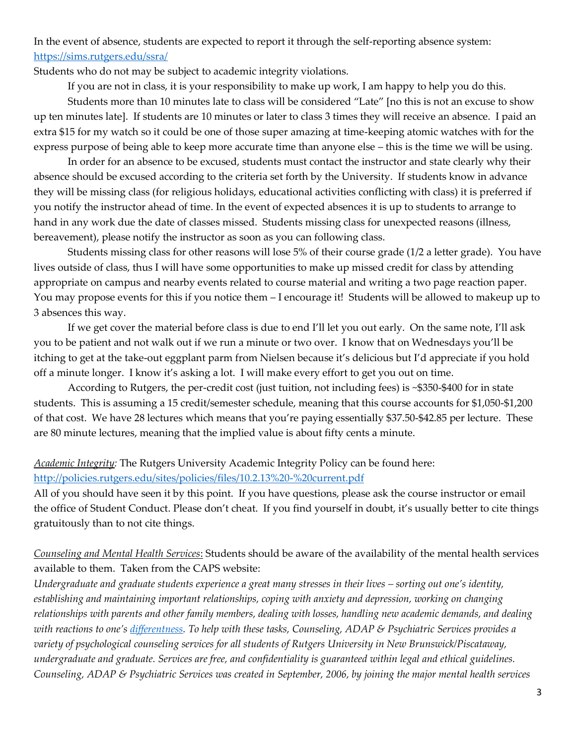In the event of absence, students are expected to report it through the self-reporting absence system: [https://sims.rutgers.edu/ssra/](https://sims.rutgers.edu/ssra/)

Students who do not may be subject to academic integrity violations.

If you are not in class, it is your responsibility to make up work, I am happy to help you do this.

Students more than 10 minutes late to class will be considered "Late" [no this is not an excuse to show up ten minutes late]. If students are 10 minutes or later to class 3 times they will receive an absence. I paid an extra $15 for my watch so it could be one of those super amazing at time-keeping atomic watches with for the express purpose of being able to keep more accurate time than anyone else – this is the time we will be using.

In order for an absence to be excused, students must contact the instructor and state clearly why their absence should be excused according to the criteria set forth by the University. If students know in advance they will be missing class (for religious holidays, educational activities conflicting with class) it is preferred if you notify the instructor ahead of time. In the event of expected absences it is up to students to arrange to hand in any work due the date of classes missed. Students missing class for unexpected reasons (illness, bereavement), please notify the instructor as soon as you can following class.

Students missing class for other reasons will lose 5% of their course grade (1/2 a letter grade). You have lives outside of class, thus I will have some opportunities to make up missed credit for class by attending appropriate on campus and nearby events related to course material and writing a two page reaction paper. You may propose events for this if you notice them – I encourage it! Students will be allowed to makeup up to 3 absences this way.

If we get cover the material before class is due to end I'll let you out early. On the same note, I'll ask you to be patient and not walk out if we run a minute or two over. I know that on Wednesdays you'll be itching to get at the take-out eggplant parm from Nielsen because it's delicious but I'd appreciate if you hold off a minute longer. I know it's asking a lot. I will make every effort to get you out on time.

According to Rutgers, the per-credit cost (just tuition, not including fees) is ~$350-$400 for in state students. This is assuming a 15 credit/semester schedule, meaning that this course accounts for $1,050-$1,200 of that cost. We have 28 lectures which means that you're paying essentially $37.50-$42.85 per lecture. These are 80 minute lectures, meaning that the implied value is about fifty cents a minute.

*Academic Integrity:* The Rutgers University Academic Integrity Policy can be found here: [http://policies.rutgers.edu/sites/policies/files/10.2.13%20-%20current.pdf](http://policies.rutgers.edu/sites/policies/files/10.2.13%20-%20current.pdf)

All of you should have seen it by this point. If you have questions, please ask the course instructor or email the office of Student Conduct. Please don't cheat. If you find yourself in doubt, it's usually better to cite things gratuitously than to not cite things.

*Counseling and Mental Health Services*: Students should be aware of the availability of the mental health services available to them. Taken from the CAPS website:

*Undergraduate and graduate students experience a great many stresses in their lives – sorting out one's identity, establishing and maintaining important relationships, coping with anxiety and depression, working on changing relationships with parents and other family members, dealing with losses, handling new academic demands, and dealing with reactions to one's differentness. To help with these tasks, Counseling, ADAP & Psychiatric Services provides a variety of psychological counseling services for all students of Rutgers University in New Brunswick/Piscataway, undergraduate and graduate. Services are free, and confidentiality is guaranteed within legal and ethical guidelines. Counseling, ADAP & Psychiatric Services was created in September, 2006, by joining the major mental health services*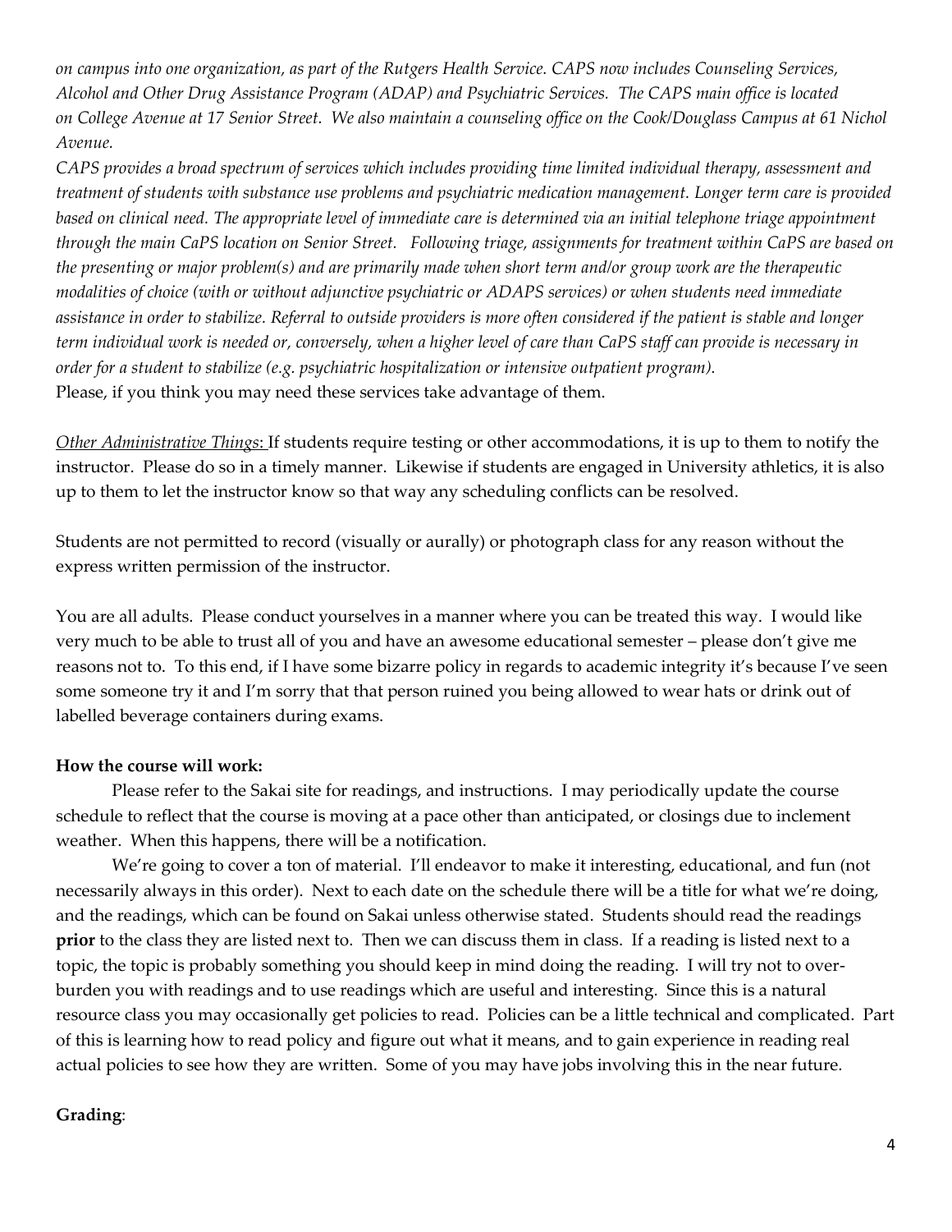*on campus into one organization, as part of the Rutgers Health Service. CAPS now includes Counseling Services, Alcohol and Other Drug Assistance Program (ADAP) and Psychiatric Services. The CAPS main office is located on College Avenue at 17 Senior Street. We also maintain a counseling office on the Cook/Douglass Campus at 61 Nichol Avenue.*

*CAPS provides a broad spectrum of services which includes providing time limited individual therapy, assessment and treatment of students with substance use problems and psychiatric medication management. Longer term care is provided based on clinical need. The appropriate level of immediate care is determined via an initial telephone triage appointment through the main CaPS location on Senior Street. Following triage, assignments for treatment within CaPS are based on the presenting or major problem(s) and are primarily made when short term and/or group work are the therapeutic modalities of choice (with or without adjunctive psychiatric or ADAPS services) or when students need immediate assistance in order to stabilize. Referral to outside providers is more often considered if the patient is stable and longer term individual work is needed or, conversely, when a higher level of care than CaPS staff can provide is necessary in order for a student to stabilize (e.g. psychiatric hospitalization or intensive outpatient program).*

Please, if you think you may need these services take advantage of them.

*Other Administrative Things*: If students require testing or other accommodations, it is up to them to notify the instructor. Please do so in a timely manner. Likewise if students are engaged in University athletics, it is also up to them to let the instructor know so that way any scheduling conflicts can be resolved.

Students are not permitted to record (visually or aurally) or photograph class for any reason without the express written permission of the instructor.

You are all adults. Please conduct yourselves in a manner where you can be treated this way. I would like very much to be able to trust all of you and have an awesome educational semester – please don't give me reasons not to. To this end, if I have some bizarre policy in regards to academic integrity it's because I've seen some someone try it and I'm sorry that that person ruined you being allowed to wear hats or drink out of labelled beverage containers during exams.

**How the course will work:**

Please refer to the Sakai site for readings, and instructions. I may periodically update the course schedule to reflect that the course is moving at a pace other than anticipated, or closings due to inclement weather. When this happens, there will be a notification.

We're going to cover a ton of material. I'll endeavor to make it interesting, educational, and fun (not necessarily always in this order). Next to each date on the schedule there will be a title for what we're doing, and the readings, which can be found on Sakai unless otherwise stated. Students should read the readings **prior** to the class they are listed next to. Then we can discuss them in class. If a reading is listed next to a topic, the topic is probably something you should keep in mind doing the reading. I will try not to over-burden you with readings and to use readings which are useful and interesting. Since this is a natural resource class you may occasionally get policies to read. Policies can be a little technical and complicated. Part of this is learning how to read policy and figure out what it means, and to gain experience in reading real actual policies to see how they are written. Some of you may have jobs involving this in the near future.

**Grading**: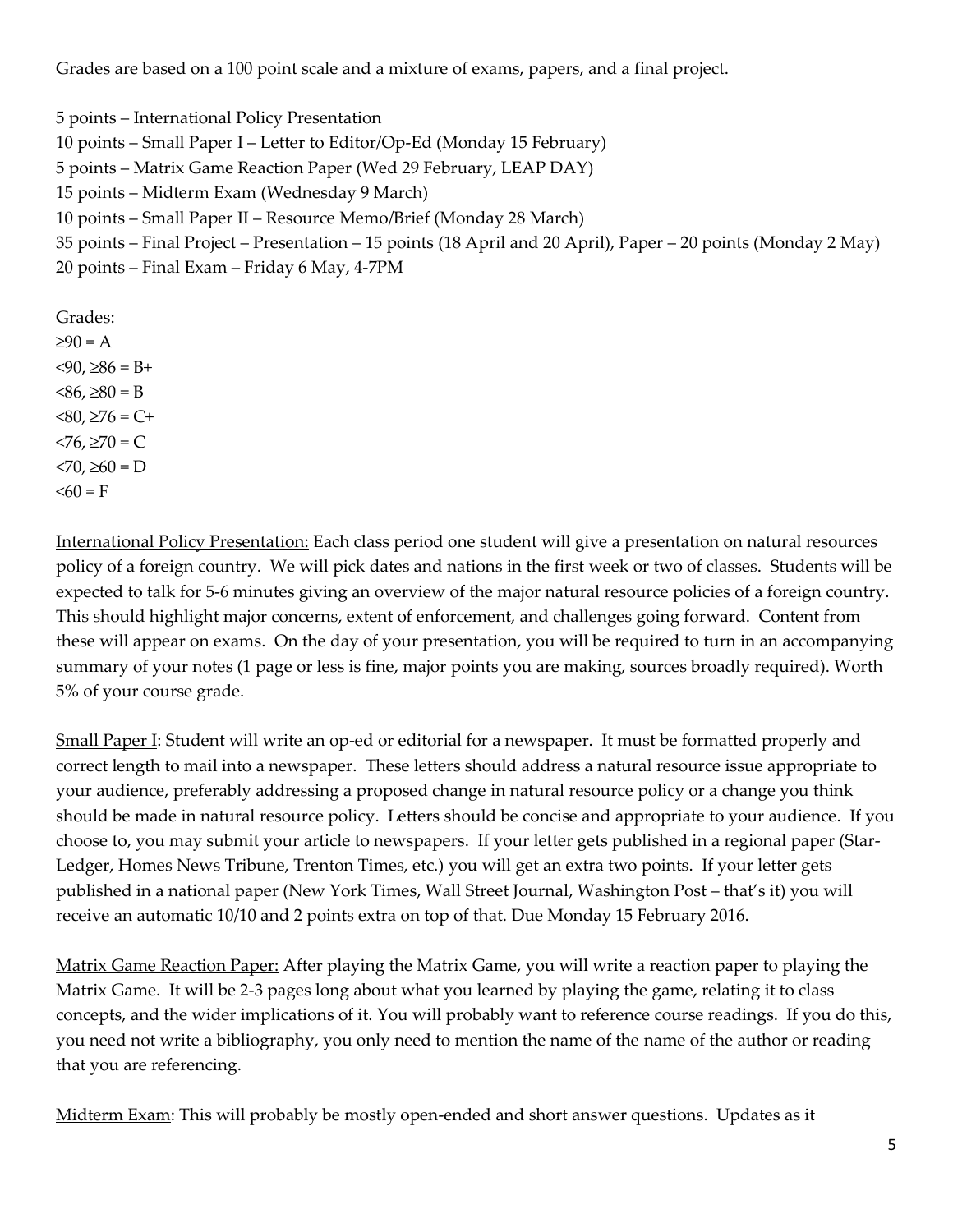Grades are based on a 100 point scale and a mixture of exams, papers, and a final project.

5 points – International Policy Presentation
10 points – Small Paper I – Letter to Editor/Op-Ed (Monday 15 February)
5 points – Matrix Game Reaction Paper (Wed 29 February, LEAP DAY)
15 points – Midterm Exam (Wednesday 9 March)
10 points – Small Paper II – Resource Memo/Brief (Monday 28 March)
35 points – Final Project – Presentation – 15 points (18 April and 20 April), Paper – 20 points (Monday 2 May)
20 points – Final Exam – Friday 6 May, 4-7PM

Grades:
≥90 = A
<90, ≥86 = B+
<86, ≥80 = B
<80, ≥76 = C+
<76, ≥70 = C
<70, ≥60 = D
<60 = F

<u>International Policy Presentation:</u> Each class period one student will give a presentation on natural resources policy of a foreign country. We will pick dates and nations in the first week or two of classes. Students will be expected to talk for 5-6 minutes giving an overview of the major natural resource policies of a foreign country. This should highlight major concerns, extent of enforcement, and challenges going forward. Content from these will appear on exams. On the day of your presentation, you will be required to turn in an accompanying summary of your notes (1 page or less is fine, major points you are making, sources broadly required). Worth 5% of your course grade.

<u>Small Paper I</u>: Student will write an op-ed or editorial for a newspaper. It must be formatted properly and correct length to mail into a newspaper. These letters should address a natural resource issue appropriate to your audience, preferably addressing a proposed change in natural resource policy or a change you think should be made in natural resource policy. Letters should be concise and appropriate to your audience. If you choose to, you may submit your article to newspapers. If your letter gets published in a regional paper (Star-Ledger, Homes News Tribune, Trenton Times, etc.) you will get an extra two points. If your letter gets published in a national paper (New York Times, Wall Street Journal, Washington Post – that's it) you will receive an automatic 10/10 and 2 points extra on top of that. Due Monday 15 February 2016.

<u>Matrix Game Reaction Paper:</u> After playing the Matrix Game, you will write a reaction paper to playing the Matrix Game. It will be 2-3 pages long about what you learned by playing the game, relating it to class concepts, and the wider implications of it. You will probably want to reference course readings. If you do this, you need not write a bibliography, you only need to mention the name of the name of the author or reading that you are referencing.

<u>Midterm Exam</u>: This will probably be mostly open-ended and short answer questions. Updates as it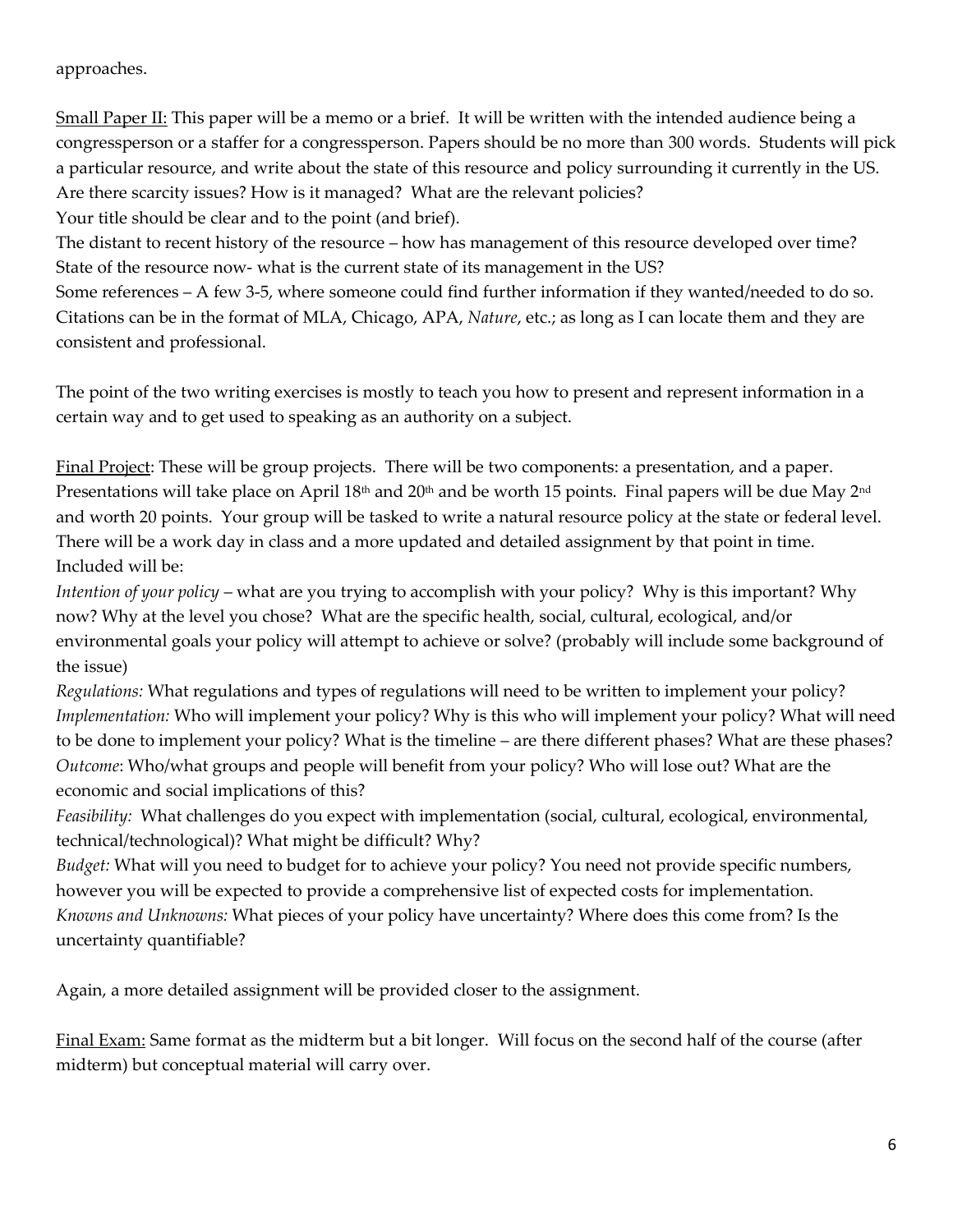approaches.

Small Paper II: This paper will be a memo or a brief. It will be written with the intended audience being a congressperson or a staffer for a congressperson. Papers should be no more than 300 words. Students will pick a particular resource, and write about the state of this resource and policy surrounding it currently in the US. Are there scarcity issues? How is it managed? What are the relevant policies?

Your title should be clear and to the point (and brief).

The distant to recent history of the resource – how has management of this resource developed over time?

State of the resource now- what is the current state of its management in the US?

Some references – A few 3-5, where someone could find further information if they wanted/needed to do so. Citations can be in the format of MLA, Chicago, APA, *Nature*, etc.; as long as I can locate them and they are consistent and professional.

The point of the two writing exercises is mostly to teach you how to present and represent information in a certain way and to get used to speaking as an authority on a subject.

Final Project: These will be group projects. There will be two components: a presentation, and a paper. Presentations will take place on April 18th and 20th and be worth 15 points. Final papers will be due May 2nd and worth 20 points. Your group will be tasked to write a natural resource policy at the state or federal level. There will be a work day in class and a more updated and detailed assignment by that point in time. Included will be:

*Intention of your policy* – what are you trying to accomplish with your policy? Why is this important? Why now? Why at the level you chose? What are the specific health, social, cultural, ecological, and/or environmental goals your policy will attempt to achieve or solve? (probably will include some background of the issue)

*Regulations:* What regulations and types of regulations will need to be written to implement your policy?

*Implementation:* Who will implement your policy? Why is this who will implement your policy? What will need to be done to implement your policy? What is the timeline – are there different phases? What are these phases?

*Outcome*: Who/what groups and people will benefit from your policy? Who will lose out? What are the economic and social implications of this?

*Feasibility:* What challenges do you expect with implementation (social, cultural, ecological, environmental, technical/technological)? What might be difficult? Why?

*Budget:* What will you need to budget for to achieve your policy? You need not provide specific numbers, however you will be expected to provide a comprehensive list of expected costs for implementation.

*Knowns and Unknowns:* What pieces of your policy have uncertainty? Where does this come from? Is the uncertainty quantifiable?

Again, a more detailed assignment will be provided closer to the assignment.

Final Exam: Same format as the midterm but a bit longer. Will focus on the second half of the course (after midterm) but conceptual material will carry over.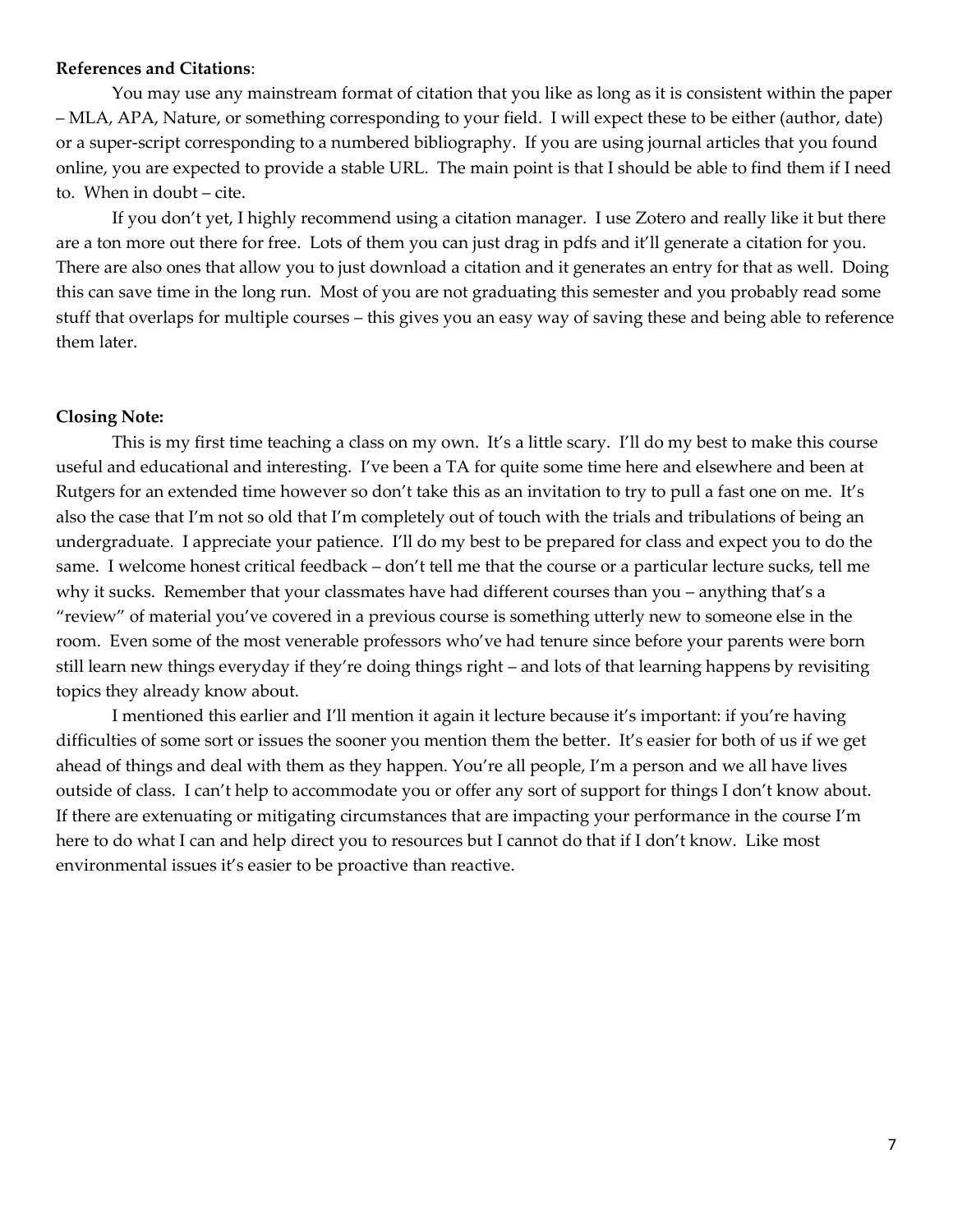**References and Citations**:

You may use any mainstream format of citation that you like as long as it is consistent within the paper – MLA, APA, Nature, or something corresponding to your field. I will expect these to be either (author, date) or a super-script corresponding to a numbered bibliography. If you are using journal articles that you found online, you are expected to provide a stable URL. The main point is that I should be able to find them if I need to. When in doubt – cite.

If you don't yet, I highly recommend using a citation manager. I use Zotero and really like it but there are a ton more out there for free. Lots of them you can just drag in pdfs and it'll generate a citation for you. There are also ones that allow you to just download a citation and it generates an entry for that as well. Doing this can save time in the long run. Most of you are not graduating this semester and you probably read some stuff that overlaps for multiple courses – this gives you an easy way of saving these and being able to reference them later.

**Closing Note:**

This is my first time teaching a class on my own. It's a little scary. I'll do my best to make this course useful and educational and interesting. I've been a TA for quite some time here and elsewhere and been at Rutgers for an extended time however so don't take this as an invitation to try to pull a fast one on me. It's also the case that I'm not so old that I'm completely out of touch with the trials and tribulations of being an undergraduate. I appreciate your patience. I'll do my best to be prepared for class and expect you to do the same. I welcome honest critical feedback – don't tell me that the course or a particular lecture sucks, tell me why it sucks. Remember that your classmates have had different courses than you – anything that's a "review" of material you've covered in a previous course is something utterly new to someone else in the room. Even some of the most venerable professors who've had tenure since before your parents were born still learn new things everyday if they're doing things right – and lots of that learning happens by revisiting topics they already know about.

I mentioned this earlier and I'll mention it again it lecture because it's important: if you're having difficulties of some sort or issues the sooner you mention them the better. It's easier for both of us if we get ahead of things and deal with them as they happen. You're all people, I'm a person and we all have lives outside of class. I can't help to accommodate you or offer any sort of support for things I don't know about. If there are extenuating or mitigating circumstances that are impacting your performance in the course I'm here to do what I can and help direct you to resources but I cannot do that if I don't know. Like most environmental issues it's easier to be proactive than reactive.